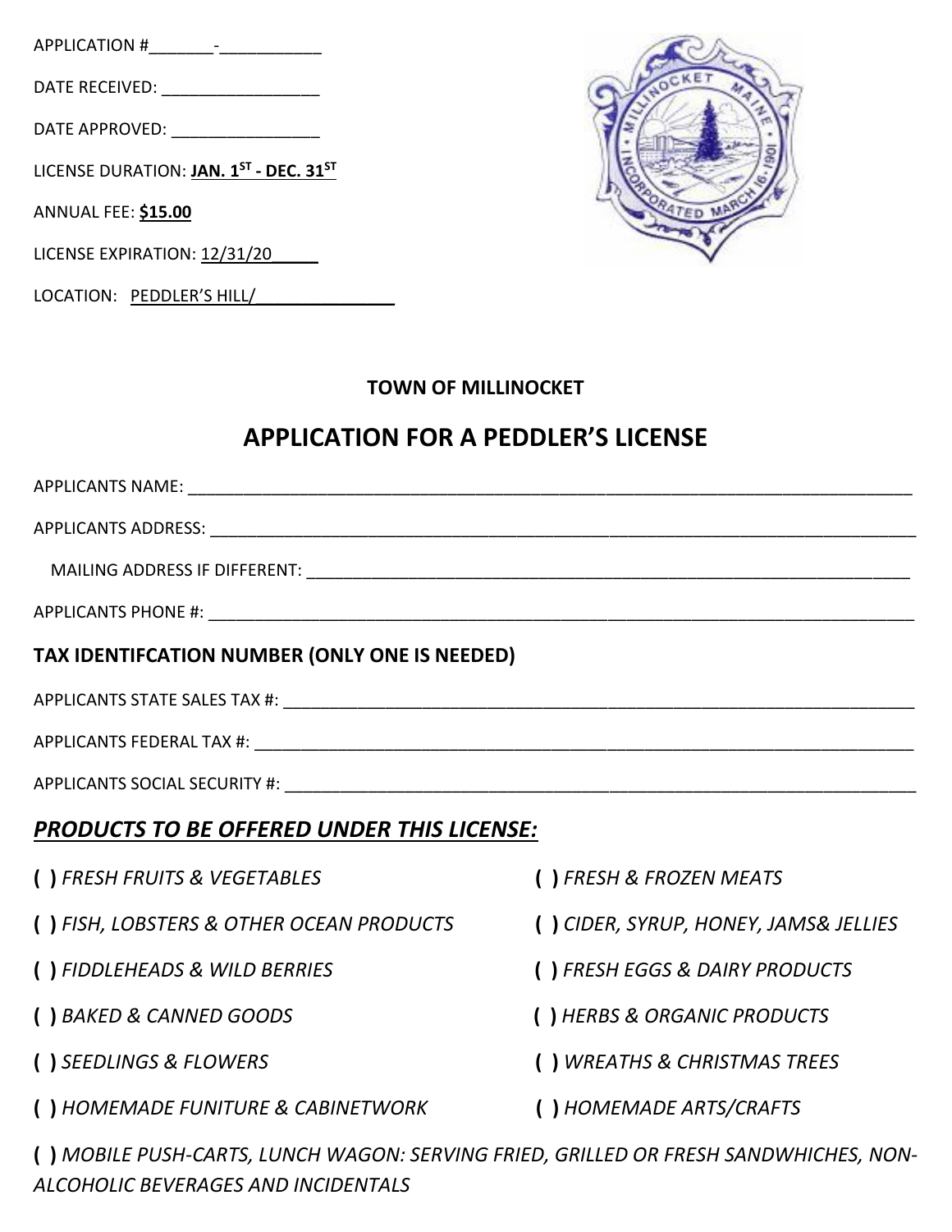APPLICATION #_______-___________

DATE RECEIVED: _________________

DATE APPROVED: ________________

LICENSE DURATION: **JAN. 1ST - DEC. 31ST**

ANNUAL FEE: **$15.00**

LICENSE EXPIRATION: 12/31/20_____

LOCATION: PEDDLER'S HILL/_______________

**TOWN OF MILLINOCKET**

# APPLICATION FOR A PEDDLER'S LICENSE

APPLICANTS NAME: ________________________________________________________________

APPLICANTS ADDRESS: ______________________________________________________________

MAILING ADDRESS IF DIFFERENT: ______________________________________________________

APPLICANTS PHONE #: ______________________________________________________________

**TAX IDENTIFCATION NUMBER (ONLY ONE IS NEEDED)**

APPLICANTS STATE SALES TAX #: ______________________________________________________

APPLICANTS FEDERAL TAX #: _________________________________________________________

APPLICANTS SOCIAL SECURITY #: _____________________________________________________

## ***PRODUCTS TO BE OFFERED UNDER THIS LICENSE:***

**( )** *FRESH FRUITS & VEGETABLES*

**( )** *FRESH & FROZEN MEATS*

**( )** *FISH, LOBSTERS & OTHER OCEAN PRODUCTS*

**( )** *CIDER, SYRUP, HONEY, JAMS& JELLIES*

**( )** *FIDDLEHEADS & WILD BERRIES*

**( )** *FRESH EGGS & DAIRY PRODUCTS*

**( )** *BAKED & CANNED GOODS*

**( )** *HERBS & ORGANIC PRODUCTS*

**( )** *SEEDLINGS & FLOWERS*

**( )** *WREATHS & CHRISTMAS TREES*

**( )** *HOMEMADE FUNITURE & CABINETWORK*

**( )** *HOMEMADE ARTS/CRAFTS*

**( )** *MOBILE PUSH-CARTS, LUNCH WAGON: SERVING FRIED, GRILLED OR FRESH SANDWHICHES, NON-ALCOHOLIC BEVERAGES AND INCIDENTALS*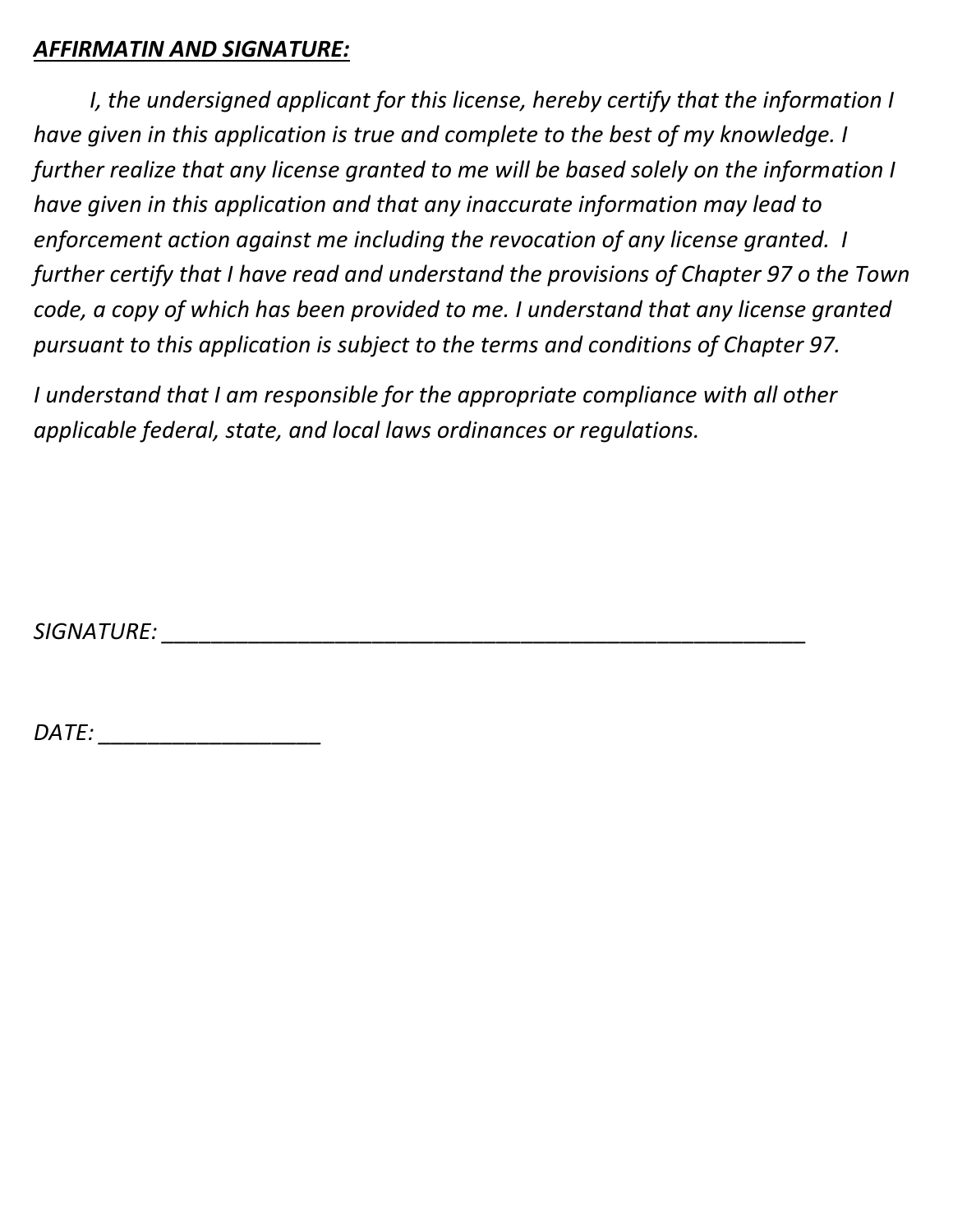***AFFIRMATIN AND SIGNATURE:***

*I, the undersigned applicant for this license, hereby certify that the information I have given in this application is true and complete to the best of my knowledge. I further realize that any license granted to me will be based solely on the information I have given in this application and that any inaccurate information may lead to enforcement action against me including the revocation of any license granted. I further certify that I have read and understand the provisions of Chapter 97 o the Town code, a copy of which has been provided to me. I understand that any license granted pursuant to this application is subject to the terms and conditions of Chapter 97.*

*I understand that I am responsible for the appropriate compliance with all other applicable federal, state, and local laws ordinances or regulations.*

*SIGNATURE:* ______________________________________________________

*DATE:* __________________